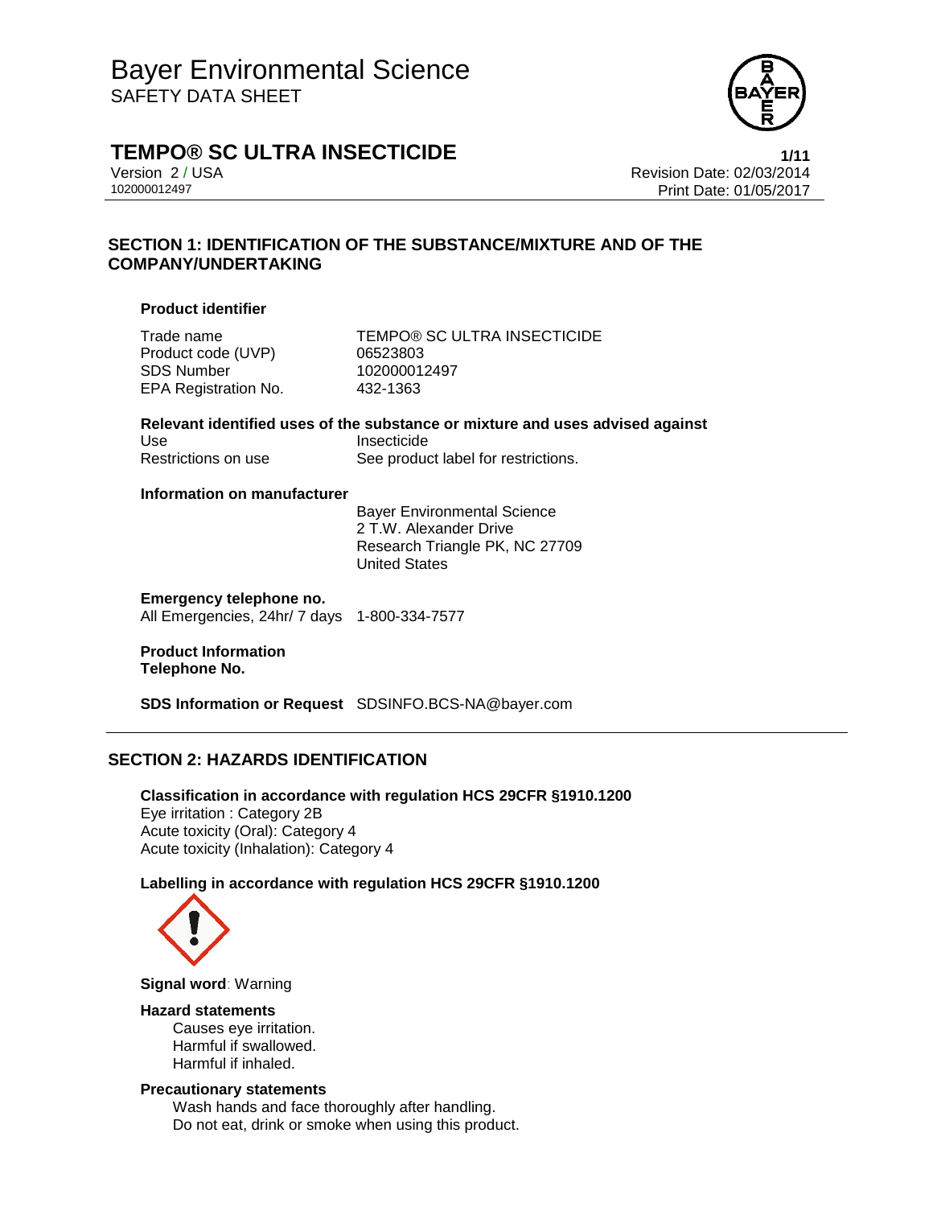Bayer Environmental Science
SAFETY DATA SHEET

# TEMPO® SC ULTRA INSECTICIDE

Version 2 / USA
102000012497

Revision Date: 02/03/2014
Print Date: 01/05/2017

## SECTION 1: IDENTIFICATION OF THE SUBSTANCE/MIXTURE AND OF THE COMPANY/UNDERTAKING

### Product identifier

| | |
|---|---|
| Trade name | TEMPO® SC ULTRA INSECTICIDE |
| Product code (UVP) | 06523803 |
| SDS Number | 102000012497 |
| EPA Registration No. | 432-1363 |

### Relevant identified uses of the substance or mixture and uses advised against

| | |
|---|---|
| Use | Insecticide |
| Restrictions on use | See product label for restrictions. |

### Information on manufacturer

Bayer Environmental Science
2 T.W. Alexander Drive
Research Triangle PK, NC 27709
United States

### Emergency telephone no.

All Emergencies, 24hr/ 7 days 1-800-334-7577

### Product Information Telephone No.

**SDS Information or Request** SDSINFO.BCS-NA@bayer.com

## SECTION 2: HAZARDS IDENTIFICATION

### Classification in accordance with regulation HCS 29CFR §1910.1200

Eye irritation : Category 2B
Acute toxicity (Oral): Category 4
Acute toxicity (Inhalation): Category 4

### Labelling in accordance with regulation HCS 29CFR §1910.1200

**Signal word**: Warning

**Hazard statements**

Causes eye irritation.
Harmful if swallowed.
Harmful if inhaled.

**Precautionary statements**

Wash hands and face thoroughly after handling.
Do not eat, drink or smoke when using this product.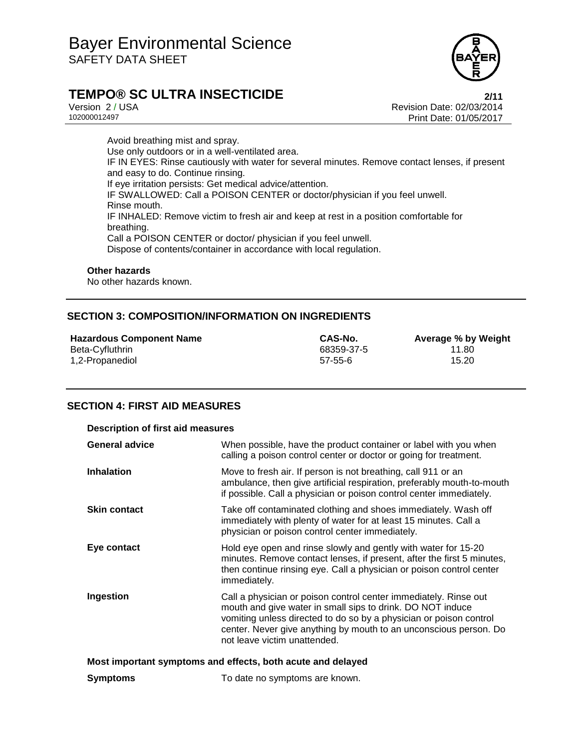Avoid breathing mist and spray.
Use only outdoors or in a well-ventilated area.
IF IN EYES: Rinse cautiously with water for several minutes. Remove contact lenses, if present and easy to do. Continue rinsing.
If eye irritation persists: Get medical advice/attention.
IF SWALLOWED: Call a POISON CENTER or doctor/physician if you feel unwell.
Rinse mouth.
IF INHALED: Remove victim to fresh air and keep at rest in a position comfortable for breathing.
Call a POISON CENTER or doctor/ physician if you feel unwell.
Dispose of contents/container in accordance with local regulation.

**Other hazards**
No other hazards known.

## SECTION 3: COMPOSITION/INFORMATION ON INGREDIENTS

| Hazardous Component Name | CAS-No. | Average % by Weight |
|---|---|---|
| Beta-Cyfluthrin | 68359-37-5 | 11.80 |
| 1,2-Propanediol | 57-55-6 | 15.20 |

## SECTION 4: FIRST AID MEASURES

**Description of first aid measures**

| | |
|---|---|
| **General advice** | When possible, have the product container or label with you when calling a poison control center or doctor or going for treatment. |
| **Inhalation** | Move to fresh air. If person is not breathing, call 911 or an ambulance, then give artificial respiration, preferably mouth-to-mouth if possible. Call a physician or poison control center immediately. |
| **Skin contact** | Take off contaminated clothing and shoes immediately. Wash off immediately with plenty of water for at least 15 minutes. Call a physician or poison control center immediately. |
| **Eye contact** | Hold eye open and rinse slowly and gently with water for 15-20 minutes. Remove contact lenses, if present, after the first 5 minutes, then continue rinsing eye. Call a physician or poison control center immediately. |
| **Ingestion** | Call a physician or poison control center immediately. Rinse out mouth and give water in small sips to drink. DO NOT induce vomiting unless directed to do so by a physician or poison control center. Never give anything by mouth to an unconscious person. Do not leave victim unattended. |

**Most important symptoms and effects, both acute and delayed**

| | |
|---|---|
| **Symptoms** | To date no symptoms are known. |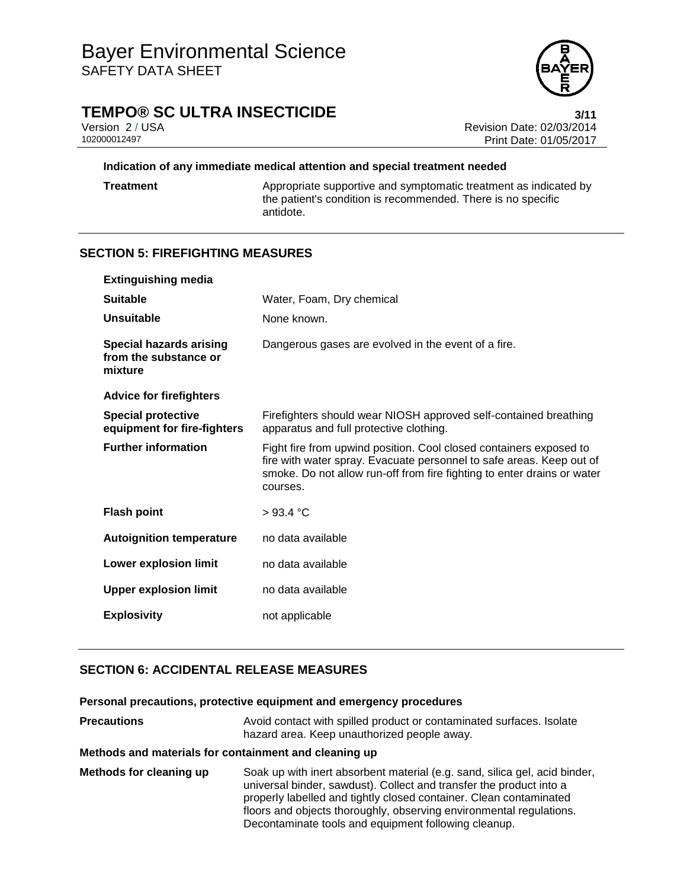**Indication of any immediate medical attention and special treatment needed**

| | |
|---|---|
| **Treatment** | Appropriate supportive and symptomatic treatment as indicated by the patient's condition is recommended. There is no specific antidote. |

## SECTION 5: FIREFIGHTING MEASURES

| | |
|---|---|
| **Extinguishing media** | |
| **Suitable** | Water, Foam, Dry chemical |
| **Unsuitable** | None known. |
| **Special hazards arising from the substance or mixture** | Dangerous gases are evolved in the event of a fire. |
| **Advice for firefighters** | |
| **Special protective equipment for fire-fighters** | Firefighters should wear NIOSH approved self-contained breathing apparatus and full protective clothing. |
| **Further information** | Fight fire from upwind position. Cool closed containers exposed to fire with water spray. Evacuate personnel to safe areas. Keep out of smoke. Do not allow run-off from fire fighting to enter drains or water courses. |
| **Flash point** | > 93.4 °C |
| **Autoignition temperature** | no data available |
| **Lower explosion limit** | no data available |
| **Upper explosion limit** | no data available |
| **Explosivity** | not applicable |

## SECTION 6: ACCIDENTAL RELEASE MEASURES

**Personal precautions, protective equipment and emergency procedures**

| | |
|---|---|
| **Precautions** | Avoid contact with spilled product or contaminated surfaces. Isolate hazard area. Keep unauthorized people away. |

**Methods and materials for containment and cleaning up**

| | |
|---|---|
| **Methods for cleaning up** | Soak up with inert absorbent material (e.g. sand, silica gel, acid binder, universal binder, sawdust). Collect and transfer the product into a properly labelled and tightly closed container. Clean contaminated floors and objects thoroughly, observing environmental regulations. Decontaminate tools and equipment following cleanup. |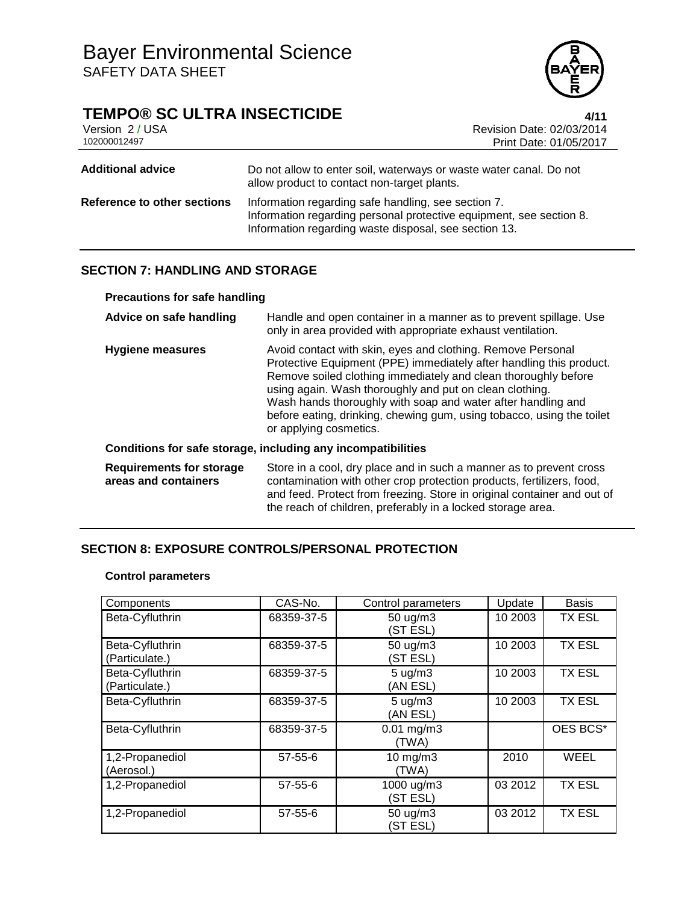| | |
|---|---|
| **Additional advice** | Do not allow to enter soil, waterways or waste water canal. Do not allow product to contact non-target plants. |
| **Reference to other sections** | Information regarding safe handling, see section 7.<br>Information regarding personal protective equipment, see section 8.<br>Information regarding waste disposal, see section 13. |

## SECTION 7: HANDLING AND STORAGE

### Precautions for safe handling

| | |
|---|---|
| **Advice on safe handling** | Handle and open container in a manner as to prevent spillage. Use only in area provided with appropriate exhaust ventilation. |
| **Hygiene measures** | Avoid contact with skin, eyes and clothing. Remove Personal Protective Equipment (PPE) immediately after handling this product. Remove soiled clothing immediately and clean thoroughly before using again. Wash thoroughly and put on clean clothing.<br>Wash hands thoroughly with soap and water after handling and before eating, drinking, chewing gum, using tobacco, using the toilet or applying cosmetics. |

### Conditions for safe storage, including any incompatibilities

| | |
|---|---|
| **Requirements for storage areas and containers** | Store in a cool, dry place and in such a manner as to prevent cross contamination with other crop protection products, fertilizers, food, and feed. Protect from freezing. Store in original container and out of the reach of children, preferably in a locked storage area. |

## SECTION 8: EXPOSURE CONTROLS/PERSONAL PROTECTION

### Control parameters

| Components | CAS-No. | Control parameters | Update | Basis |
|---|---|---|---|---|
| Beta-Cyfluthrin | 68359-37-5 | 50 ug/m3 (ST ESL) | 10 2003 | TX ESL |
| Beta-Cyfluthrin (Particulate.) | 68359-37-5 | 50 ug/m3 (ST ESL) | 10 2003 | TX ESL |
| Beta-Cyfluthrin (Particulate.) | 68359-37-5 | 5 ug/m3 (AN ESL) | 10 2003 | TX ESL |
| Beta-Cyfluthrin | 68359-37-5 | 5 ug/m3 (AN ESL) | 10 2003 | TX ESL |
| Beta-Cyfluthrin | 68359-37-5 | 0.01 mg/m3 (TWA) | | OES BCS* |
| 1,2-Propanediol (Aerosol.) | 57-55-6 | 10 mg/m3 (TWA) | 2010 | WEEL |
| 1,2-Propanediol | 57-55-6 | 1000 ug/m3 (ST ESL) | 03 2012 | TX ESL |
| 1,2-Propanediol | 57-55-6 | 50 ug/m3 (ST ESL) | 03 2012 | TX ESL |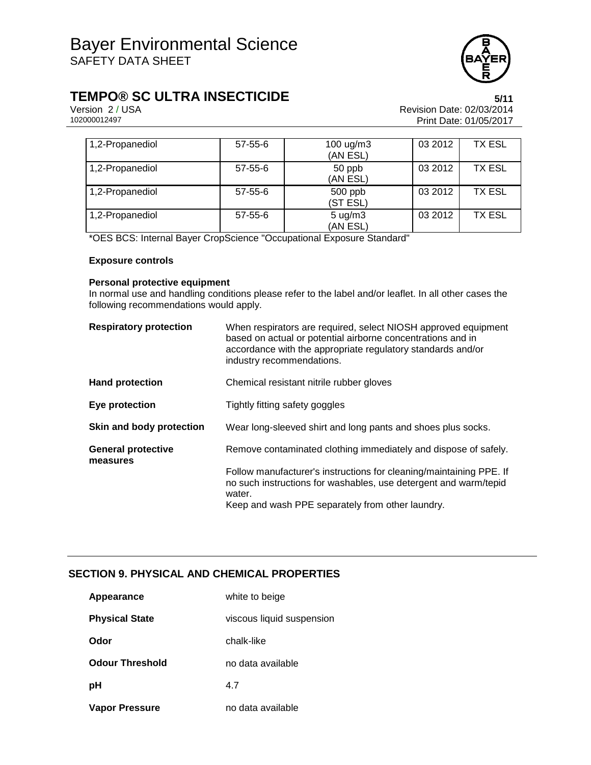| 1,2-Propanediol | 57-55-6 | 100 ug/m3 (AN ESL) | 03 2012 | TX ESL |
|---|---|---|---|---|
| 1,2-Propanediol | 57-55-6 | 50 ppb (AN ESL) | 03 2012 | TX ESL |
| 1,2-Propanediol | 57-55-6 | 500 ppb (ST ESL) | 03 2012 | TX ESL |
| 1,2-Propanediol | 57-55-6 | 5 ug/m3 (AN ESL) | 03 2012 | TX ESL |

*OES BCS: Internal Bayer CropScience "Occupational Exposure Standard"

**Exposure controls**

**Personal protective equipment**

In normal use and handling conditions please refer to the label and/or leaflet. In all other cases the following recommendations would apply.

**Respiratory protection** — When respirators are required, select NIOSH approved equipment based on actual or potential airborne concentrations and in accordance with the appropriate regulatory standards and/or industry recommendations.

**Hand protection** — Chemical resistant nitrile rubber gloves

**Eye protection** — Tightly fitting safety goggles

**Skin and body protection** — Wear long-sleeved shirt and long pants and shoes plus socks.

**General protective measures** — Remove contaminated clothing immediately and dispose of safely.

Follow manufacturer's instructions for cleaning/maintaining PPE. If no such instructions for washables, use detergent and warm/tepid water.
Keep and wash PPE separately from other laundry.

## SECTION 9. PHYSICAL AND CHEMICAL PROPERTIES

**Appearance** — white to beige

**Physical State** — viscous liquid suspension

**Odor** — chalk-like

**Odour Threshold** — no data available

**pH** — 4.7

**Vapor Pressure** — no data available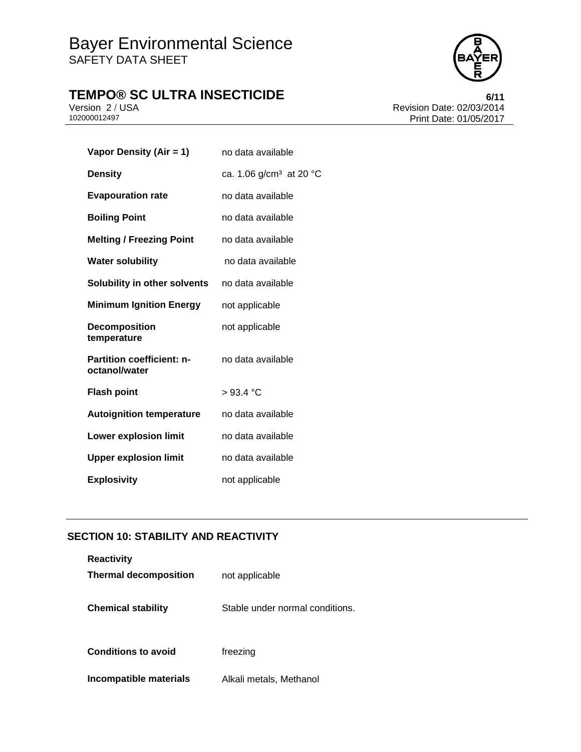| | |
|---|---|
| **Vapor Density (Air = 1)** | no data available |
| **Density** | ca. 1.06 g/cm³ at 20 °C |
| **Evapouration rate** | no data available |
| **Boiling Point** | no data available |
| **Melting / Freezing Point** | no data available |
| **Water solubility** | no data available |
| **Solubility in other solvents** | no data available |
| **Minimum Ignition Energy** | not applicable |
| **Decomposition temperature** | not applicable |
| **Partition coefficient: n-octanol/water** | no data available |
| **Flash point** | > 93.4 °C |
| **Autoignition temperature** | no data available |
| **Lower explosion limit** | no data available |
| **Upper explosion limit** | no data available |
| **Explosivity** | not applicable |

## SECTION 10: STABILITY AND REACTIVITY

**Reactivity**

| | |
|---|---|
| **Thermal decomposition** | not applicable |
| **Chemical stability** | Stable under normal conditions. |
| **Conditions to avoid** | freezing |
| **Incompatible materials** | Alkali metals, Methanol |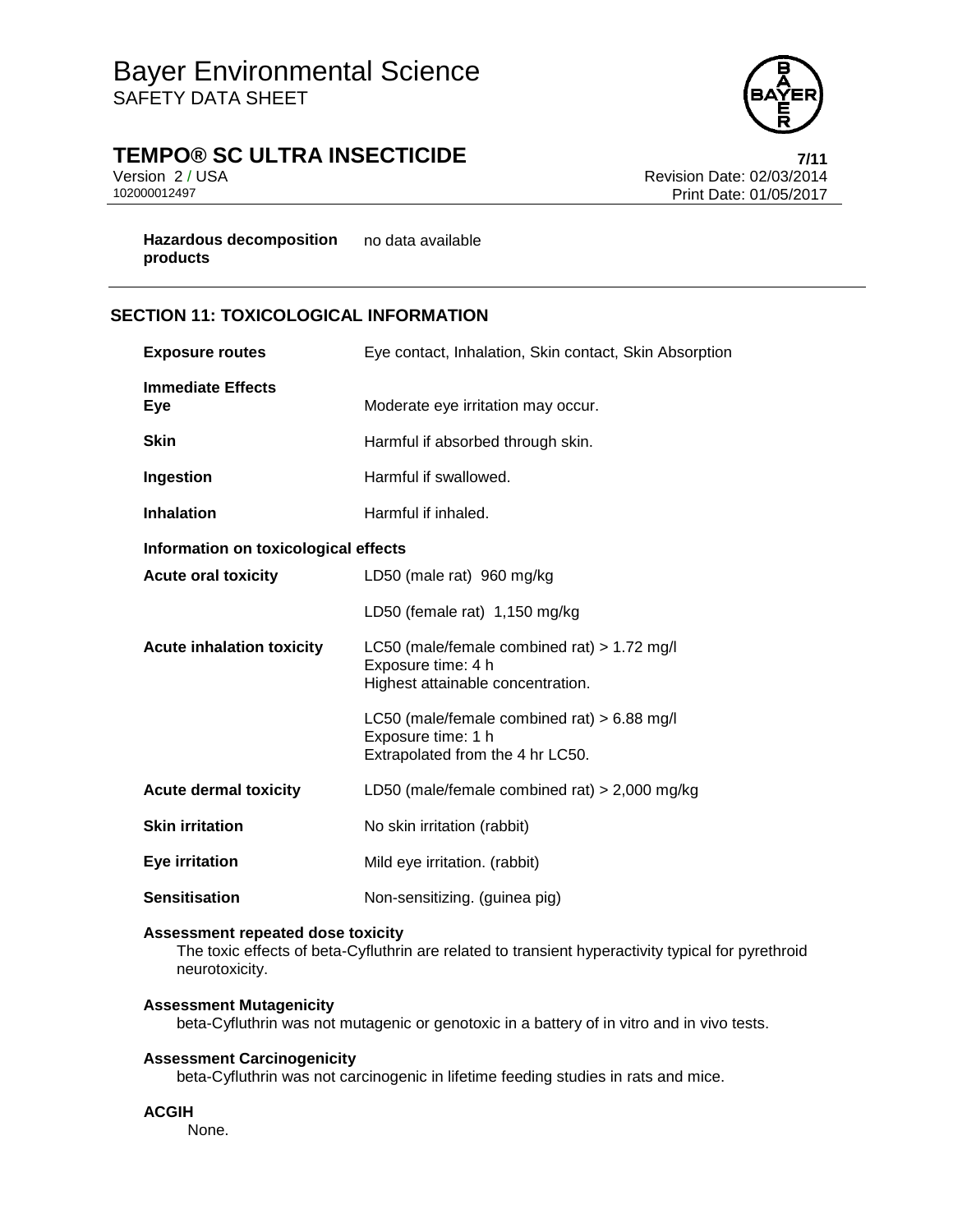| | |
|---|---|
| **Hazardous decomposition products** | no data available |

## SECTION 11: TOXICOLOGICAL INFORMATION

| | |
|---|---|
| **Exposure routes** | Eye contact, Inhalation, Skin contact, Skin Absorption |
| **Immediate Effects** | |
| **Eye** | Moderate eye irritation may occur. |
| **Skin** | Harmful if absorbed through skin. |
| **Ingestion** | Harmful if swallowed. |
| **Inhalation** | Harmful if inhaled. |

**Information on toxicological effects**

| | |
|---|---|
| **Acute oral toxicity** | LD50 (male rat) 960 mg/kg |
| | LD50 (female rat) 1,150 mg/kg |
| **Acute inhalation toxicity** | LC50 (male/female combined rat) > 1.72 mg/l<br>Exposure time: 4 h<br>Highest attainable concentration. |
| | LC50 (male/female combined rat) > 6.88 mg/l<br>Exposure time: 1 h<br>Extrapolated from the 4 hr LC50. |
| **Acute dermal toxicity** | LD50 (male/female combined rat) > 2,000 mg/kg |
| **Skin irritation** | No skin irritation (rabbit) |
| **Eye irritation** | Mild eye irritation. (rabbit) |
| **Sensitisation** | Non-sensitizing. (guinea pig) |

**Assessment repeated dose toxicity**

The toxic effects of beta-Cyfluthrin are related to transient hyperactivity typical for pyrethroid neurotoxicity.

**Assessment Mutagenicity**

beta-Cyfluthrin was not mutagenic or genotoxic in a battery of in vitro and in vivo tests.

**Assessment Carcinogenicity**

beta-Cyfluthrin was not carcinogenic in lifetime feeding studies in rats and mice.

**ACGIH**

None.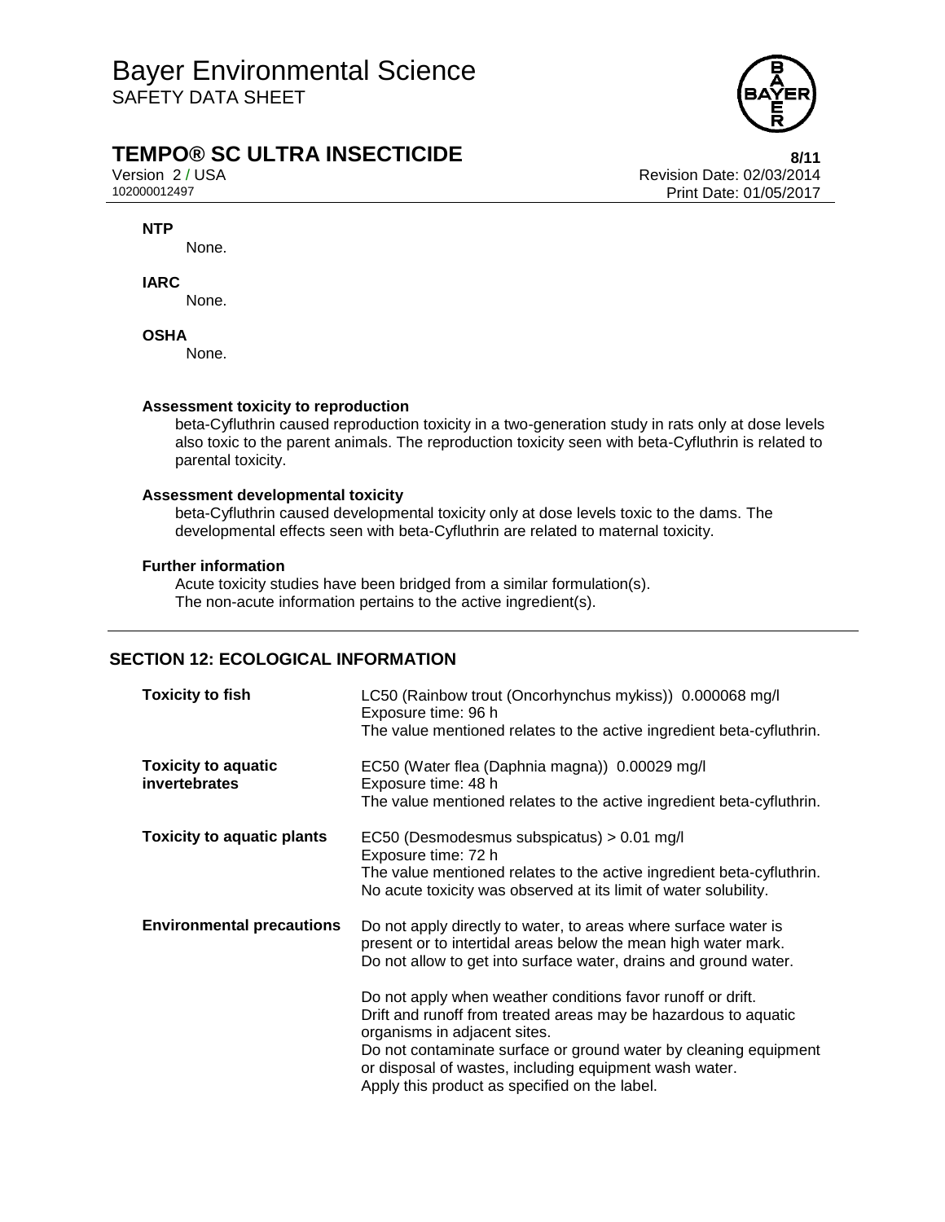**NTP**

None.

**IARC**

None.

**OSHA**

None.

**Assessment toxicity to reproduction**

beta-Cyfluthrin caused reproduction toxicity in a two-generation study in rats only at dose levels also toxic to the parent animals. The reproduction toxicity seen with beta-Cyfluthrin is related to parental toxicity.

**Assessment developmental toxicity**

beta-Cyfluthrin caused developmental toxicity only at dose levels toxic to the dams. The developmental effects seen with beta-Cyfluthrin are related to maternal toxicity.

**Further information**

Acute toxicity studies have been bridged from a similar formulation(s).
The non-acute information pertains to the active ingredient(s).

## SECTION 12: ECOLOGICAL INFORMATION

| | |
|---|---|
| **Toxicity to fish** | LC50 (Rainbow trout (Oncorhynchus mykiss)) 0.000068 mg/l<br>Exposure time: 96 h<br>The value mentioned relates to the active ingredient beta-cyfluthrin. |
| **Toxicity to aquatic invertebrates** | EC50 (Water flea (Daphnia magna)) 0.00029 mg/l<br>Exposure time: 48 h<br>The value mentioned relates to the active ingredient beta-cyfluthrin. |
| **Toxicity to aquatic plants** | EC50 (Desmodesmus subspicatus) > 0.01 mg/l<br>Exposure time: 72 h<br>The value mentioned relates to the active ingredient beta-cyfluthrin.<br>No acute toxicity was observed at its limit of water solubility. |
| **Environmental precautions** | Do not apply directly to water, to areas where surface water is present or to intertidal areas below the mean high water mark.<br>Do not allow to get into surface water, drains and ground water.<br><br>Do not apply when weather conditions favor runoff or drift.<br>Drift and runoff from treated areas may be hazardous to aquatic organisms in adjacent sites.<br>Do not contaminate surface or ground water by cleaning equipment or disposal of wastes, including equipment wash water.<br>Apply this product as specified on the label. |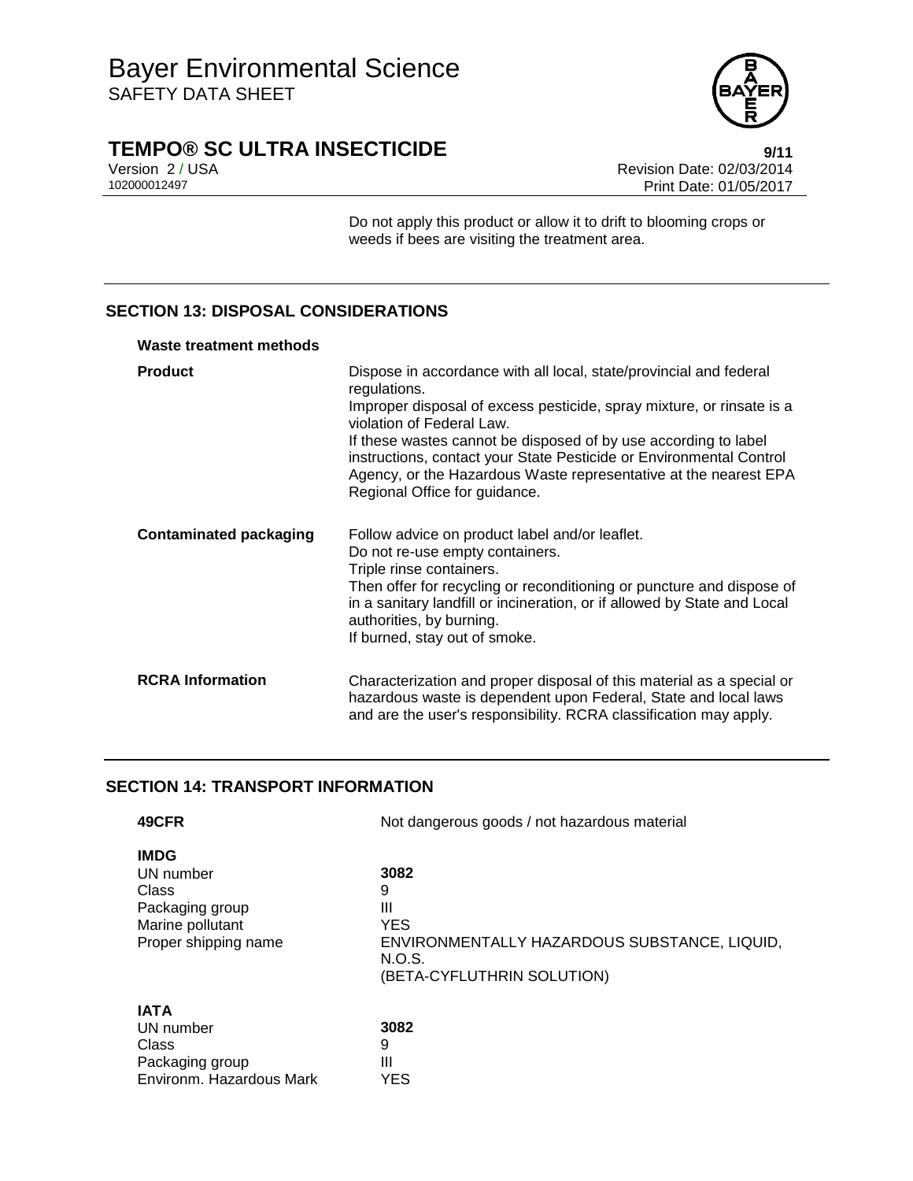Do not apply this product or allow it to drift to blooming crops or weeds if bees are visiting the treatment area.

## SECTION 13: DISPOSAL CONSIDERATIONS

**Waste treatment methods**

| | |
|---|---|
| **Product** | Dispose in accordance with all local, state/provincial and federal regulations. Improper disposal of excess pesticide, spray mixture, or rinsate is a violation of Federal Law. If these wastes cannot be disposed of by use according to label instructions, contact your State Pesticide or Environmental Control Agency, or the Hazardous Waste representative at the nearest EPA Regional Office for guidance. |
| **Contaminated packaging** | Follow advice on product label and/or leaflet. Do not re-use empty containers. Triple rinse containers. Then offer for recycling or reconditioning or puncture and dispose of in a sanitary landfill or incineration, or if allowed by State and Local authorities, by burning. If burned, stay out of smoke. |
| **RCRA Information** | Characterization and proper disposal of this material as a special or hazardous waste is dependent upon Federal, State and local laws and are the user's responsibility. RCRA classification may apply. |

## SECTION 14: TRANSPORT INFORMATION

| | |
|---|---|
| **49CFR** | Not dangerous goods / not hazardous material |

**IMDG**

| | |
|---|---|
| UN number | **3082** |
| Class | 9 |
| Packaging group | III |
| Marine pollutant | YES |
| Proper shipping name | ENVIRONMENTALLY HAZARDOUS SUBSTANCE, LIQUID, N.O.S. (BETA-CYFLUTHRIN SOLUTION) |

**IATA**

| | |
|---|---|
| UN number | **3082** |
| Class | 9 |
| Packaging group | III |
| Environm. Hazardous Mark | YES |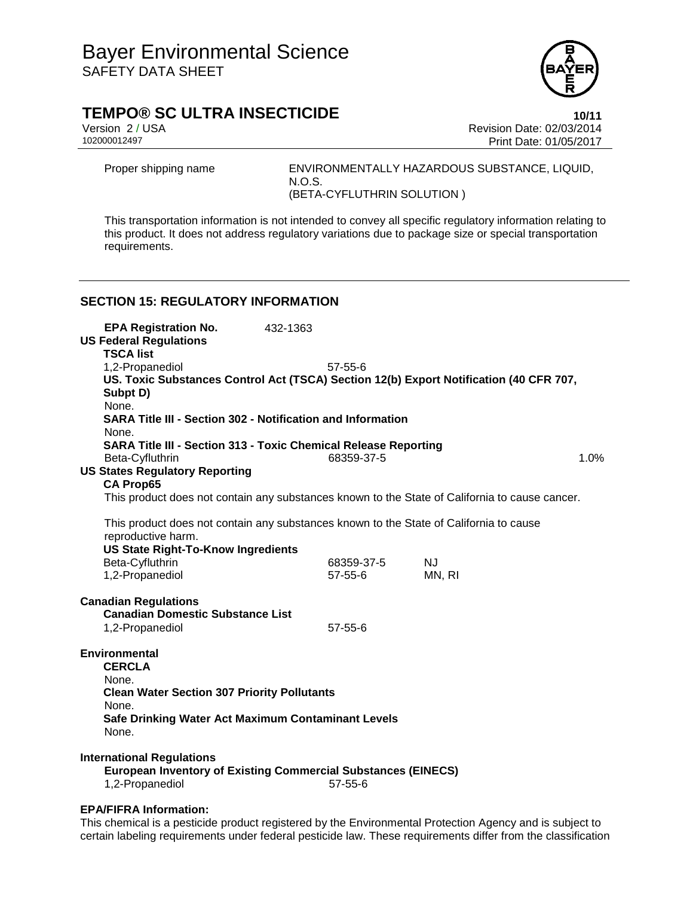| | |
|---|---|
| Proper shipping name | ENVIRONMENTALLY HAZARDOUS SUBSTANCE, LIQUID, N.O.S. (BETA-CYFLUTHRIN SOLUTION ) |

This transportation information is not intended to convey all specific regulatory information relating to this product. It does not address regulatory variations due to package size or special transportation requirements.

## SECTION 15: REGULATORY INFORMATION

**EPA Registration No.** 432-1363

**US Federal Regulations**

**TSCA list**

| | |
|---|---|
| 1,2-Propanediol | 57-55-6 |

**US. Toxic Substances Control Act (TSCA) Section 12(b) Export Notification (40 CFR 707, Subpt D)**

None.

**SARA Title III - Section 302 - Notification and Information**

None.

**SARA Title III - Section 313 - Toxic Chemical Release Reporting**

| | | |
|---|---|---|
| Beta-Cyfluthrin | 68359-37-5 | 1.0% |

**US States Regulatory Reporting**

**CA Prop65**

This product does not contain any substances known to the State of California to cause cancer.

This product does not contain any substances known to the State of California to cause reproductive harm.

**US State Right-To-Know Ingredients**

| | | |
|---|---|---|
| Beta-Cyfluthrin | 68359-37-5 | NJ |
| 1,2-Propanediol | 57-55-6 | MN, RI |

**Canadian Regulations**

**Canadian Domestic Substance List**

| | |
|---|---|
| 1,2-Propanediol | 57-55-6 |

**Environmental**

**CERCLA**

None.

**Clean Water Section 307 Priority Pollutants**

None.

**Safe Drinking Water Act Maximum Contaminant Levels**

None.

**International Regulations**

**European Inventory of Existing Commercial Substances (EINECS)**

| | |
|---|---|
| 1,2-Propanediol | 57-55-6 |

**EPA/FIFRA Information:**

This chemical is a pesticide product registered by the Environmental Protection Agency and is subject to certain labeling requirements under federal pesticide law. These requirements differ from the classification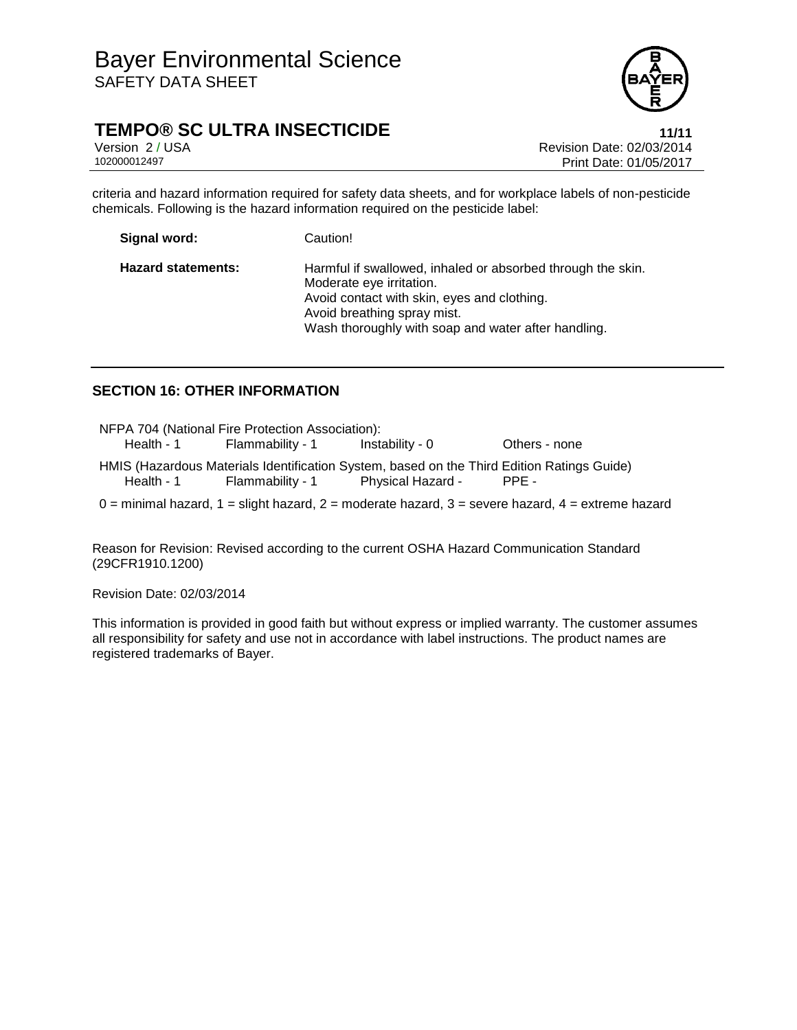criteria and hazard information required for safety data sheets, and for workplace labels of non-pesticide chemicals. Following is the hazard information required on the pesticide label:

| | |
|---|---|
| **Signal word:** | Caution! |
| **Hazard statements:** | Harmful if swallowed, inhaled or absorbed through the skin.<br>Moderate eye irritation.<br>Avoid contact with skin, eyes and clothing.<br>Avoid breathing spray mist.<br>Wash thoroughly with soap and water after handling. |

## SECTION 16: OTHER INFORMATION

NFPA 704 (National Fire Protection Association):

| | | | |
|---|---|---|---|
| Health - 1 | Flammability - 1 | Instability - 0 | Others - none |

HMIS (Hazardous Materials Identification System, based on the Third Edition Ratings Guide)

| | | | |
|---|---|---|---|
| Health - 1 | Flammability - 1 | Physical Hazard - | PPE - |

0 = minimal hazard, 1 = slight hazard, 2 = moderate hazard, 3 = severe hazard, 4 = extreme hazard

Reason for Revision: Revised according to the current OSHA Hazard Communication Standard (29CFR1910.1200)

Revision Date: 02/03/2014

This information is provided in good faith but without express or implied warranty. The customer assumes all responsibility for safety and use not in accordance with label instructions. The product names are registered trademarks of Bayer.